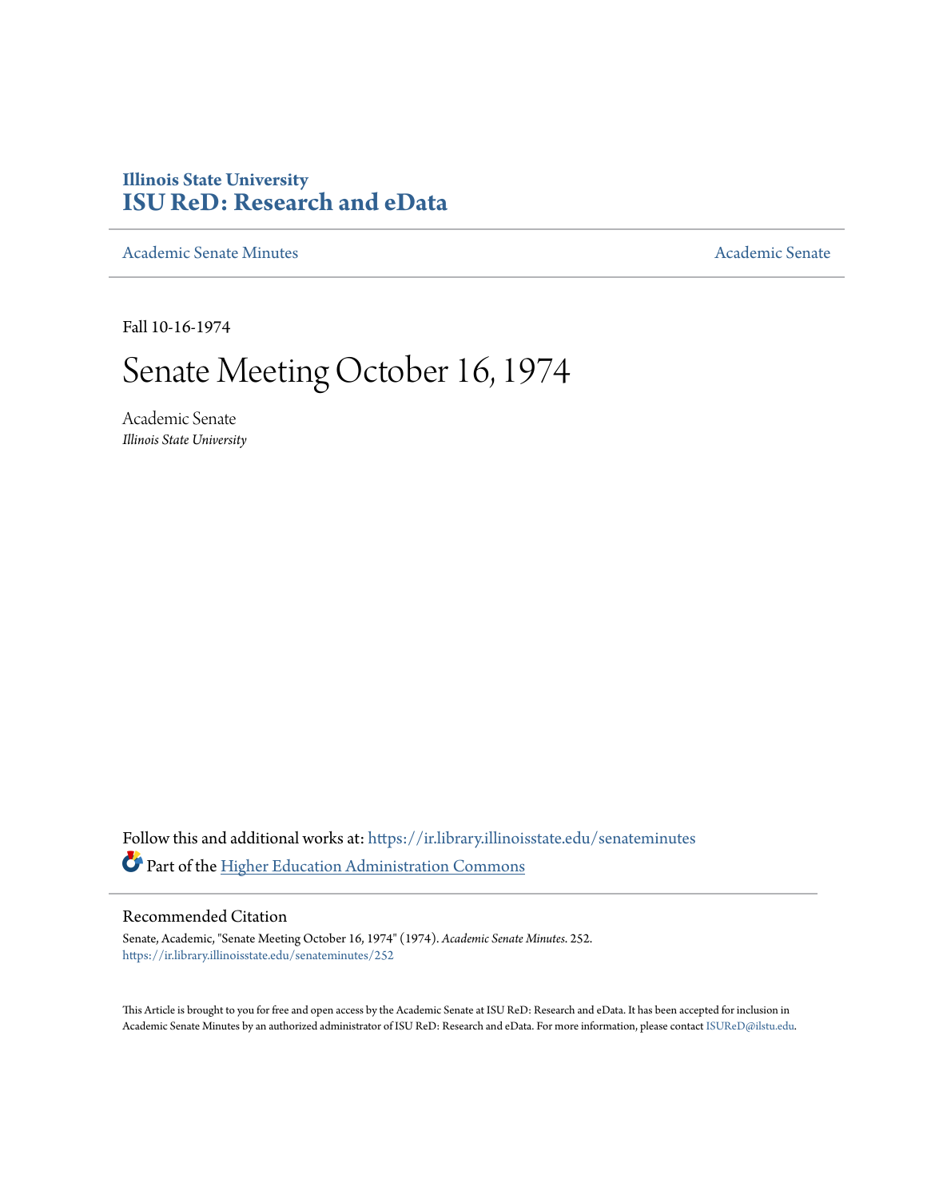Illinois State University
# ISU ReD: Research and eData

Academic Senate Minutes | Academic Senate

Fall 10-16-1974

# Senate Meeting October 16, 1974

Academic Senate
*Illinois State University*

Follow this and additional works at: https://ir.library.illinoisstate.edu/senateminutes

Part of the Higher Education Administration Commons

## Recommended Citation

Senate, Academic, "Senate Meeting October 16, 1974" (1974). *Academic Senate Minutes*. 252.
https://ir.library.illinoisstate.edu/senateminutes/252

This Article is brought to you for free and open access by the Academic Senate at ISU ReD: Research and eData. It has been accepted for inclusion in Academic Senate Minutes by an authorized administrator of ISU ReD: Research and eData. For more information, please contact ISUReD@ilstu.edu.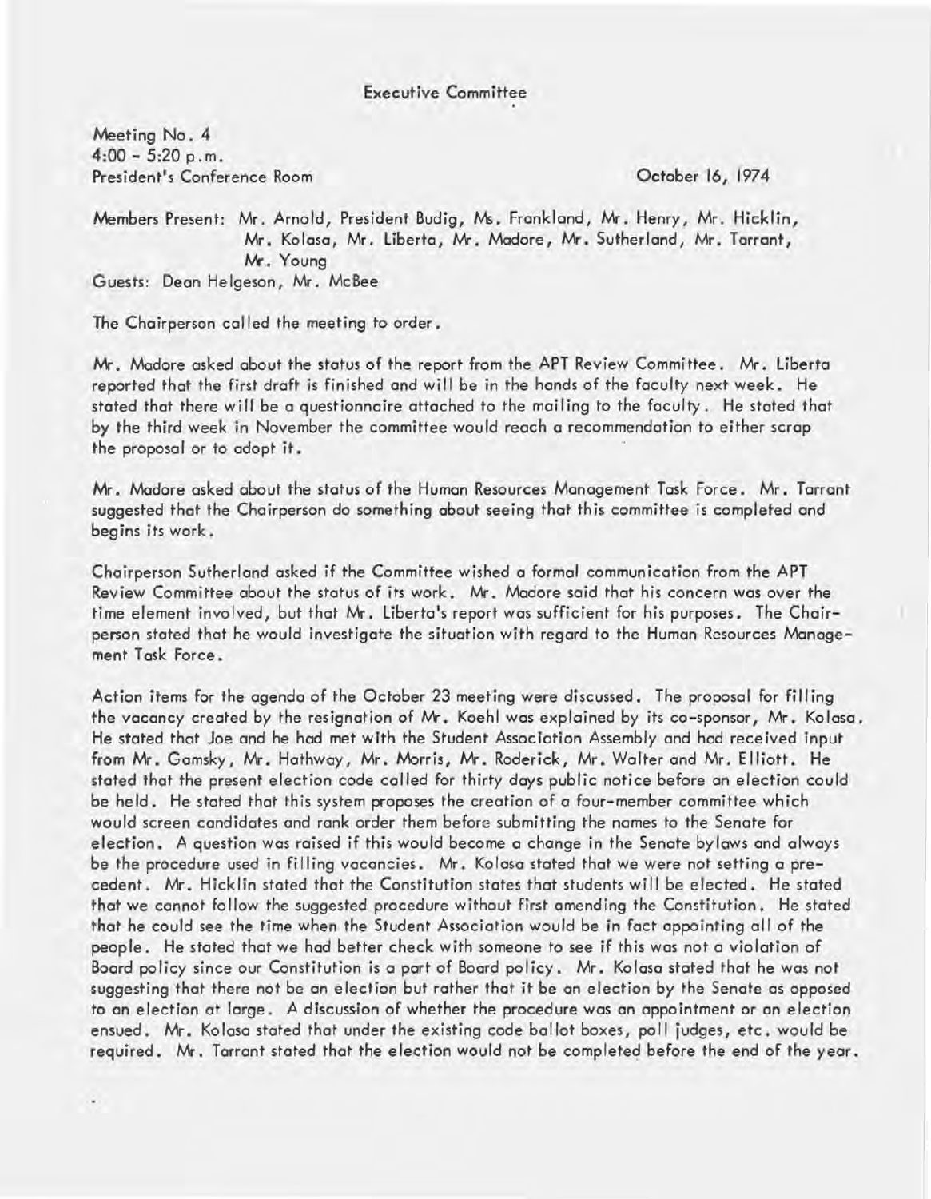## Executive Committee

Meeting No. 4
4:00 - 5:20 p.m.
President's Conference Room

October 16, 1974

Members Present: Mr. Arnold, President Budig, Ms. Frankland, Mr. Henry, Mr. Hicklin, Mr. Kolasa, Mr. Liberta, Mr. Madore, Mr. Sutherland, Mr. Tarrant, Mr. Young

Guests: Dean Helgeson, Mr. McBee

The Chairperson called the meeting to order.

Mr. Madore asked about the status of the report from the APT Review Committee. Mr. Liberta reported that the first draft is finished and will be in the hands of the faculty next week. He stated that there will be a questionnaire attached to the mailing to the faculty. He stated that by the third week in November the committee would reach a recommendation to either scrap the proposal or to adopt it.

Mr. Madore asked about the status of the Human Resources Management Task Force. Mr. Tarrant suggested that the Chairperson do something about seeing that this committee is completed and begins its work.

Chairperson Sutherland asked if the Committee wished a formal communication from the APT Review Committee about the status of its work. Mr. Madore said that his concern was over the time element involved, but that Mr. Liberta's report was sufficient for his purposes. The Chairperson stated that he would investigate the situation with regard to the Human Resources Management Task Force.

Action items for the agenda of the October 23 meeting were discussed. The proposal for filling the vacancy created by the resignation of Mr. Koehl was explained by its co-sponsor, Mr. Kolasa. He stated that Joe and he had met with the Student Association Assembly and had received input from Mr. Gamsky, Mr. Hathway, Mr. Morris, Mr. Roderick, Mr. Walter and Mr. Elliott. He stated that the present election code called for thirty days public notice before an election could be held. He stated that this system proposes the creation of a four-member committee which would screen candidates and rank order them before submitting the names to the Senate for election. A question was raised if this would become a change in the Senate bylaws and always be the procedure used in filling vacancies. Mr. Kolasa stated that we were not setting a precedent. Mr. Hicklin stated that the Constitution states that students will be elected. He stated that we cannot follow the suggested procedure without first amending the Constitution. He stated that he could see the time when the Student Association would be in fact appointing all of the people. He stated that we had better check with someone to see if this was not a violation of Board policy since our Constitution is a part of Board policy. Mr. Kolasa stated that he was not suggesting that there not be an election but rather that it be an election by the Senate as opposed to an election at large. A discussion of whether the procedure was an appointment or an election ensued. Mr. Kolasa stated that under the existing code ballot boxes, poll judges, etc. would be required. Mr. Tarrant stated that the election would not be completed before the end of the year.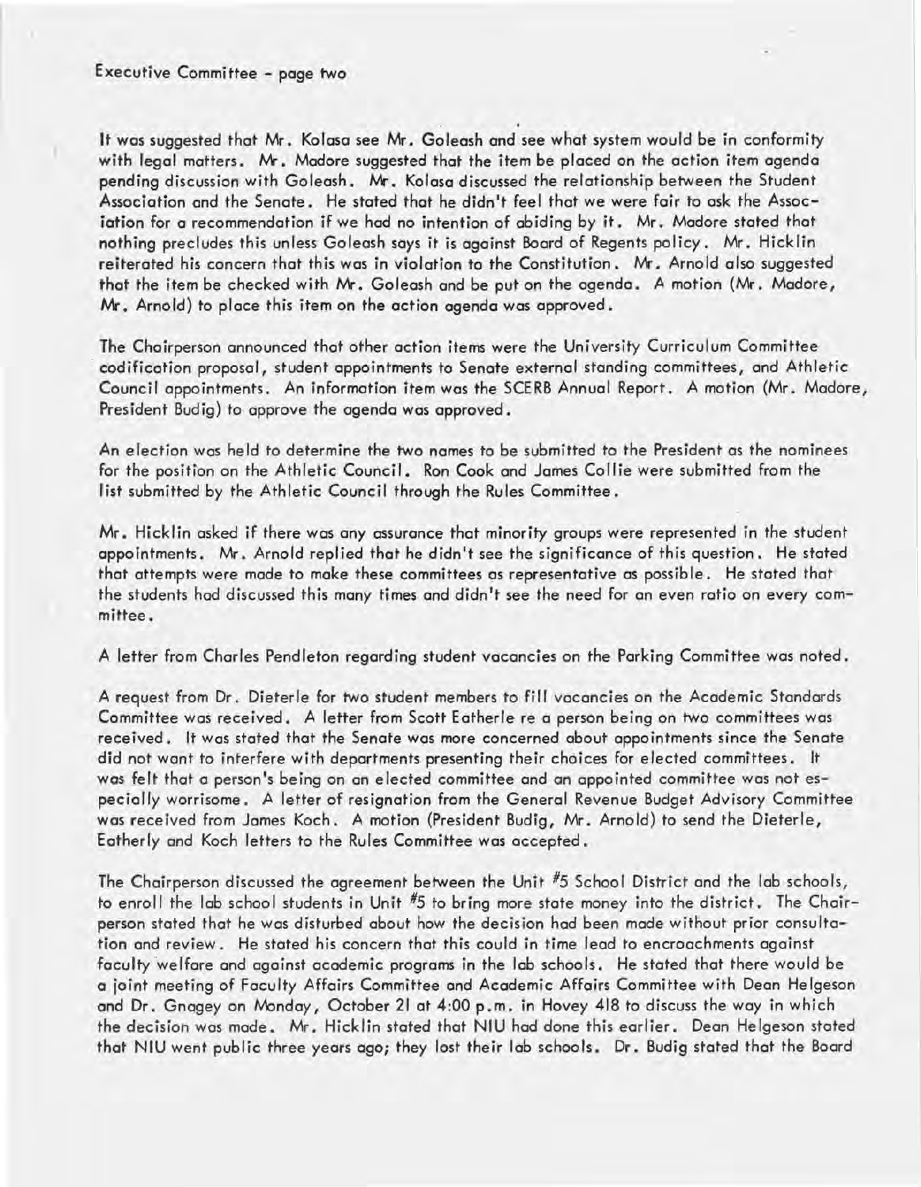Executive Committee - page two

It was suggested that Mr. Kolasa see Mr. Goleash and see what system would be in conformity with legal matters. Mr. Madore suggested that the item be placed on the action item agenda pending discussion with Goleash. Mr. Kolasa discussed the relationship between the Student Association and the Senate. He stated that he didn't feel that we were fair to ask the Association for a recommendation if we had no intention of abiding by it. Mr. Madore stated that nothing precludes this unless Goleash says it is against Board of Regents policy. Mr. Hicklin reiterated his concern that this was in violation to the Constitution. Mr. Arnold also suggested that the item be checked with Mr. Goleash and be put on the agenda. A motion (Mr. Madore, Mr. Arnold) to place this item on the action agenda was approved.

The Chairperson announced that other action items were the University Curriculum Committee codification proposal, student appointments to Senate external standing committees, and Athletic Council appointments. An information item was the SCERB Annual Report. A motion (Mr. Madore, President Budig) to approve the agenda was approved.

An election was held to determine the two names to be submitted to the President as the nominees for the position on the Athletic Council. Ron Cook and James Collie were submitted from the list submitted by the Athletic Council through the Rules Committee.

Mr. Hicklin asked if there was any assurance that minority groups were represented in the student appointments. Mr. Arnold replied that he didn't see the significance of this question. He stated that attempts were made to make these committees as representative as possible. He stated that the students had discussed this many times and didn't see the need for an even ratio on every committee.

A letter from Charles Pendleton regarding student vacancies on the Parking Committee was noted.

A request from Dr. Dieterle for two student members to fill vacancies on the Academic Standards Committee was received. A letter from Scott Eatherle re a person being on two committees was received. It was stated that the Senate was more concerned about appointments since the Senate did not want to interfere with departments presenting their choices for elected committees. It was felt that a person's being on an elected committee and an appointed committee was not especially worrisome. A letter of resignation from the General Revenue Budget Advisory Committee was received from James Koch. A motion (President Budig, Mr. Arnold) to send the Dieterle, Eatherly and Koch letters to the Rules Committee was accepted.

The Chairperson discussed the agreement between the Unit #5 School District and the lab schools, to enroll the lab school students in Unit #5 to bring more state money into the district. The Chairperson stated that he was disturbed about how the decision had been made without prior consultation and review. He stated his concern that this could in time lead to encroachments against faculty welfare and against academic programs in the lab schools. He stated that there would be a joint meeting of Faculty Affairs Committee and Academic Affairs Committee with Dean Helgeson and Dr. Gnagey on Monday, October 21 at 4:00 p.m. in Hovey 418 to discuss the way in which the decision was made. Mr. Hicklin stated that NIU had done this earlier. Dean Helgeson stated that NIU went public three years ago; they lost their lab schools. Dr. Budig stated that the Board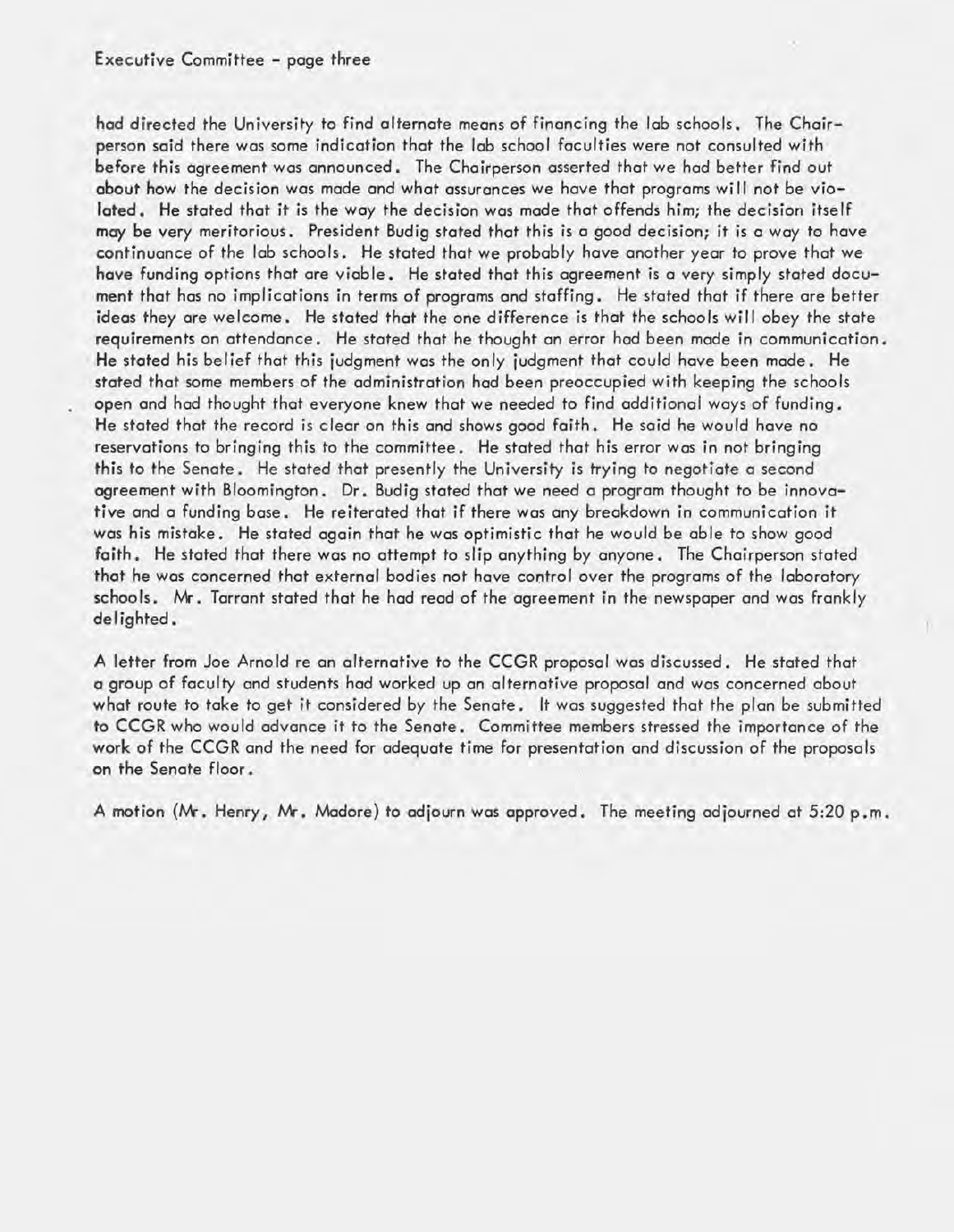had directed the University to find alternate means of financing the lab schools. The Chairperson said there was some indication that the lab school faculties were not consulted with before this agreement was announced. The Chairperson asserted that we had better find out about how the decision was made and what assurances we have that programs will not be violated. He stated that it is the way the decision was made that offends him; the decision itself may be very meritorious. President Budig stated that this is a good decision; it is a way to have continuance of the lab schools. He stated that we probably have another year to prove that we have funding options that are viable. He stated that this agreement is a very simply stated document that has no implications in terms of programs and staffing. He stated that if there are better ideas they are welcome. He stated that the one difference is that the schools will obey the state requirements on attendance. He stated that he thought an error had been made in communication. He stated his belief that this judgment was the only judgment that could have been made. He stated that some members of the administration had been preoccupied with keeping the schools open and had thought that everyone knew that we needed to find additional ways of funding. He stated that the record is clear on this and shows good faith. He said he would have no reservations to bringing this to the committee. He stated that his error was in not bringing this to the Senate. He stated that presently the University is trying to negotiate a second agreement with Bloomington. Dr. Budig stated that we need a program thought to be innovative and a funding base. He reiterated that if there was any breakdown in communication it was his mistake. He stated again that he was optimistic that he would be able to show good faith. He stated that there was no attempt to slip anything by anyone. The Chairperson stated that he was concerned that external bodies not have control over the programs of the laboratory schools. Mr. Tarrant stated that he had read of the agreement in the newspaper and was frankly delighted.

A letter from Joe Arnold re an alternative to the CCGR proposal was discussed. He stated that a group of faculty and students had worked up an alternative proposal and was concerned about what route to take to get it considered by the Senate. It was suggested that the plan be submitted to CCGR who would advance it to the Senate. Committee members stressed the importance of the work of the CCGR and the need for adequate time for presentation and discussion of the proposals on the Senate floor.

A motion (Mr. Henry, Mr. Madore) to adjourn was approved. The meeting adjourned at 5:20 p.m.